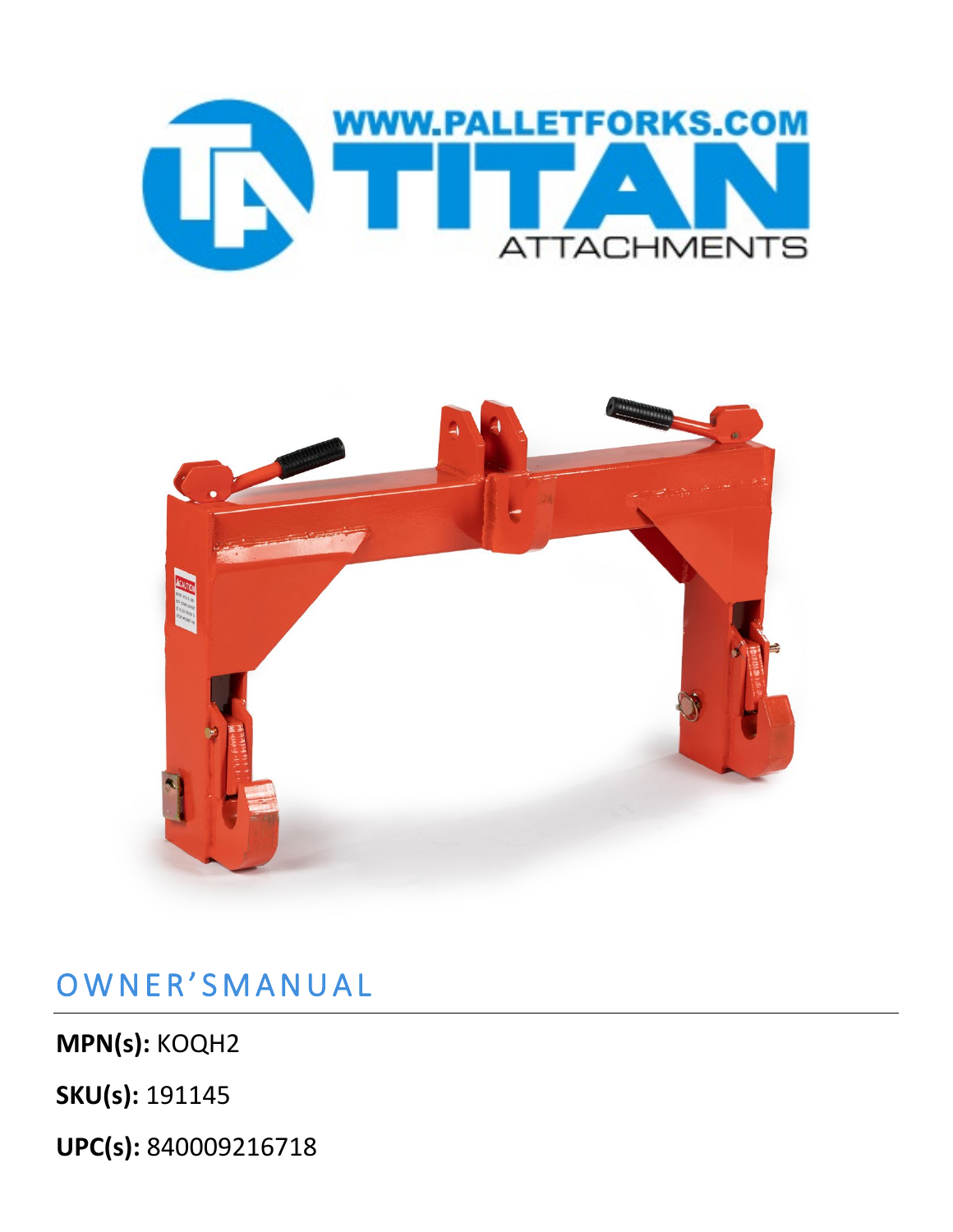WWW.PALLETFORKS.COM

TITAN

ATTACHMENTS

# OWNER'S MANUAL

**MPN(s):** KOQH2

**SKU(s):** 191145

**UPC(s):** 840009216718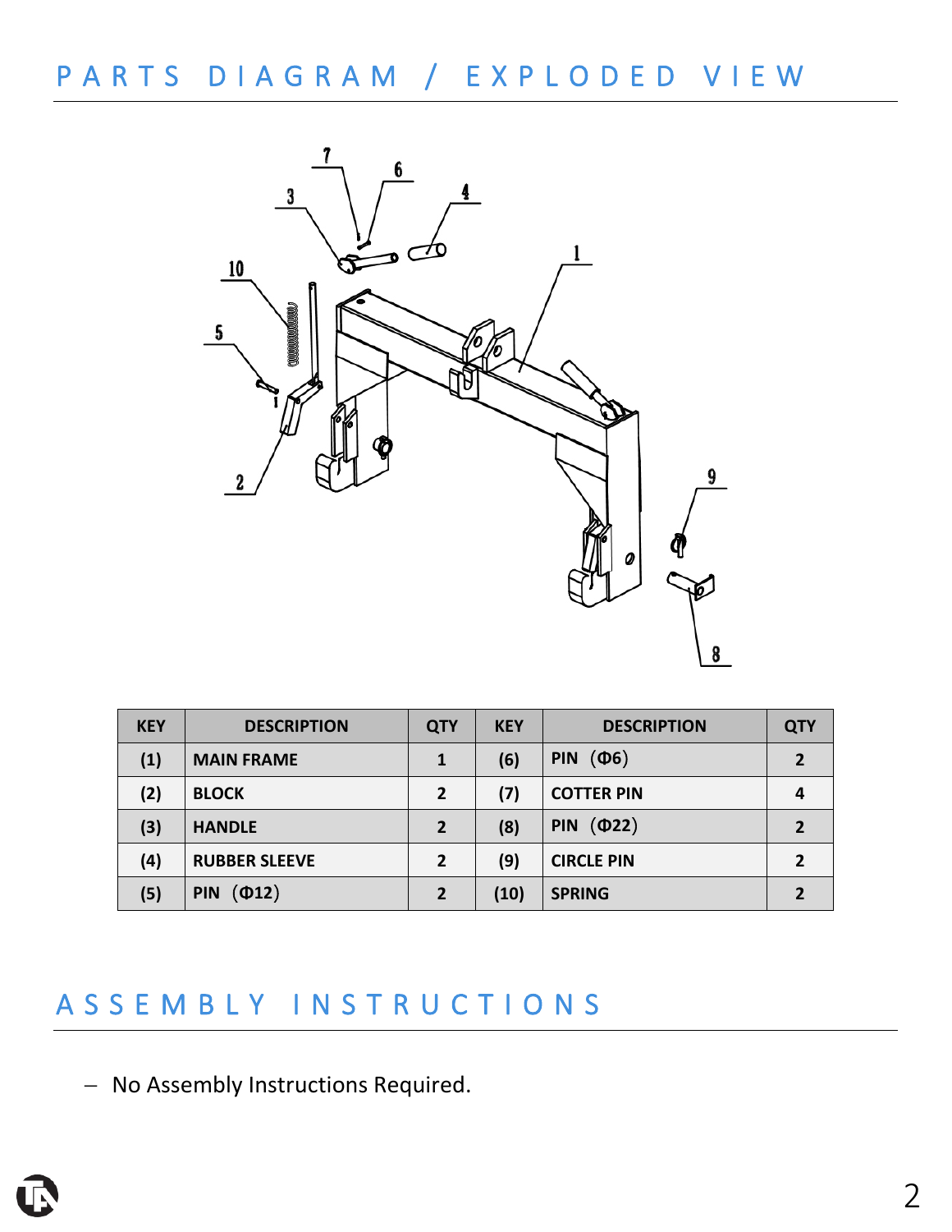## PARTS DIAGRAM / EXPLODED VIEW

| KEY | DESCRIPTION | QTY | KEY | DESCRIPTION | QTY |
|---|---|---|---|---|---|
| (1) | MAIN FRAME | 1 | (6) | PIN （Φ6） | 2 |
| (2) | BLOCK | 2 | (7) | COTTER PIN | 4 |
| (3) | HANDLE | 2 | (8) | PIN （Φ22） | 2 |
| (4) | RUBBER SLEEVE | 2 | (9) | CIRCLE PIN | 2 |
| (5) | PIN （Φ12） | 2 | (10) | SPRING | 2 |

## ASSEMBLY INSTRUCTIONS

- No Assembly Instructions Required.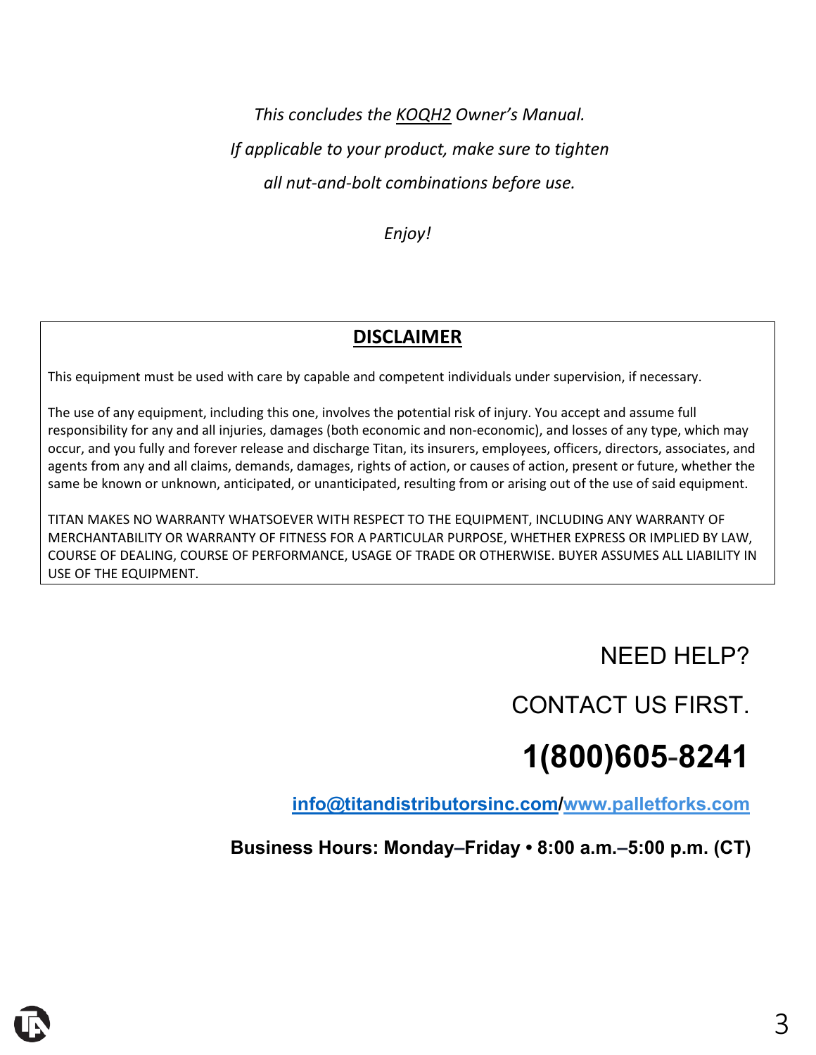*This concludes the KOQH2 Owner's Manual.*

*If applicable to your product, make sure to tighten*

*all nut-and-bolt combinations before use.*

*Enjoy!*

## DISCLAIMER

This equipment must be used with care by capable and competent individuals under supervision, if necessary.

The use of any equipment, including this one, involves the potential risk of injury. You accept and assume full responsibility for any and all injuries, damages (both economic and non-economic), and losses of any type, which may occur, and you fully and forever release and discharge Titan, its insurers, employees, officers, directors, associates, and agents from any and all claims, demands, damages, rights of action, or causes of action, present or future, whether the same be known or unknown, anticipated, or unanticipated, resulting from or arising out of the use of said equipment.

TITAN MAKES NO WARRANTY WHATSOEVER WITH RESPECT TO THE EQUIPMENT, INCLUDING ANY WARRANTY OF MERCHANTABILITY OR WARRANTY OF FITNESS FOR A PARTICULAR PURPOSE, WHETHER EXPRESS OR IMPLIED BY LAW, COURSE OF DEALING, COURSE OF PERFORMANCE, USAGE OF TRADE OR OTHERWISE. BUYER ASSUMES ALL LIABILITY IN USE OF THE EQUIPMENT.

NEED HELP?

CONTACT US FIRST.

**1(800)605-8241**

**info@titandistributorsinc.com/www.palletforks.com**

**Business Hours: Monday–Friday • 8:00 a.m.–5:00 p.m. (CT)**